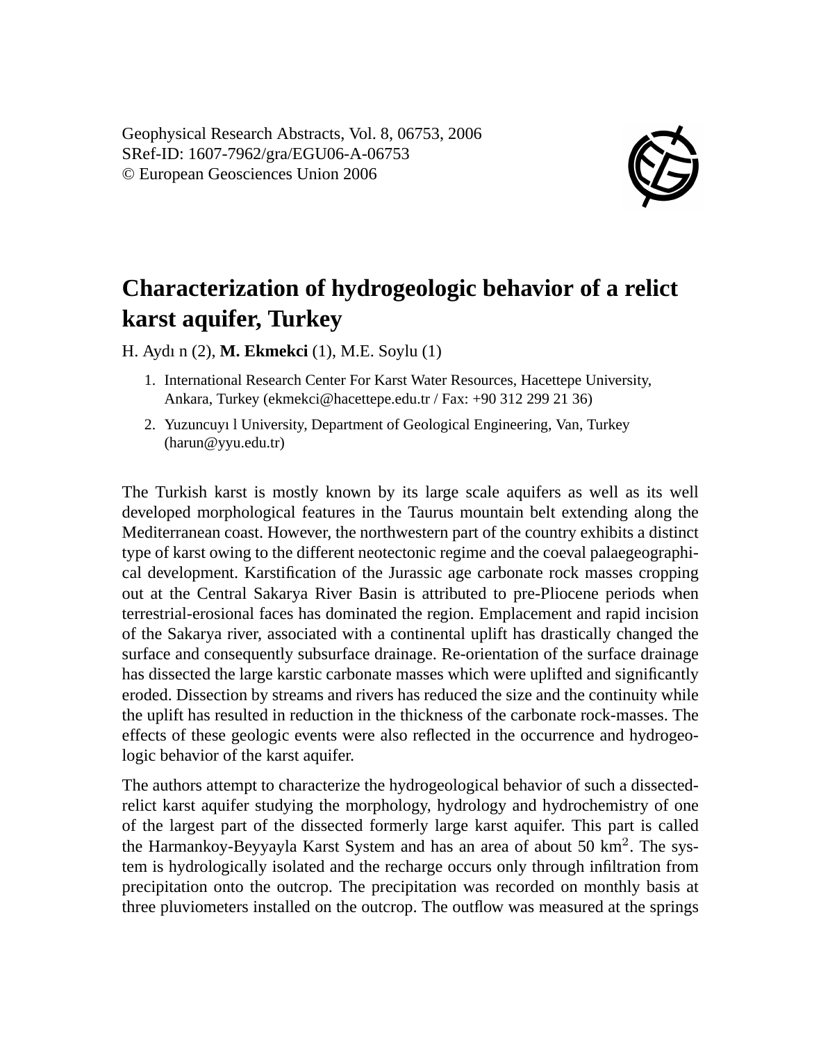Geophysical Research Abstracts, Vol. 8, 06753, 2006
SRef-ID: 1607-7962/gra/EGU06-A-06753
© European Geosciences Union 2006

# Characterization of hydrogeologic behavior of a relict karst aquifer, Turkey

H. Aydı n (2), **M. Ekmekci** (1), M.E. Soylu (1)

1. International Research Center For Karst Water Resources, Hacettepe University, Ankara, Turkey (ekmekci@hacettepe.edu.tr / Fax: +90 312 299 21 36)
2. Yuzuncuyı l University, Department of Geological Engineering, Van, Turkey (harun@yyu.edu.tr)

The Turkish karst is mostly known by its large scale aquifers as well as its well developed morphological features in the Taurus mountain belt extending along the Mediterranean coast. However, the northwestern part of the country exhibits a distinct type of karst owing to the different neotectonic regime and the coeval palaegeographical development. Karstification of the Jurassic age carbonate rock masses cropping out at the Central Sakarya River Basin is attributed to pre-Pliocene periods when terrestrial-erosional faces has dominated the region. Emplacement and rapid incision of the Sakarya river, associated with a continental uplift has drastically changed the surface and consequently subsurface drainage. Re-orientation of the surface drainage has dissected the large karstic carbonate masses which were uplifted and significantly eroded. Dissection by streams and rivers has reduced the size and the continuity while the uplift has resulted in reduction in the thickness of the carbonate rock-masses. The effects of these geologic events were also reflected in the occurrence and hydrogeologic behavior of the karst aquifer.

The authors attempt to characterize the hydrogeological behavior of such a dissected-relict karst aquifer studying the morphology, hydrology and hydrochemistry of one of the largest part of the dissected formerly large karst aquifer. This part is called the Harmankoy-Beyyayla Karst System and has an area of about 50 km$^2$. The system is hydrologically isolated and the recharge occurs only through infiltration from precipitation onto the outcrop. The precipitation was recorded on monthly basis at three pluviometers installed on the outcrop. The outflow was measured at the springs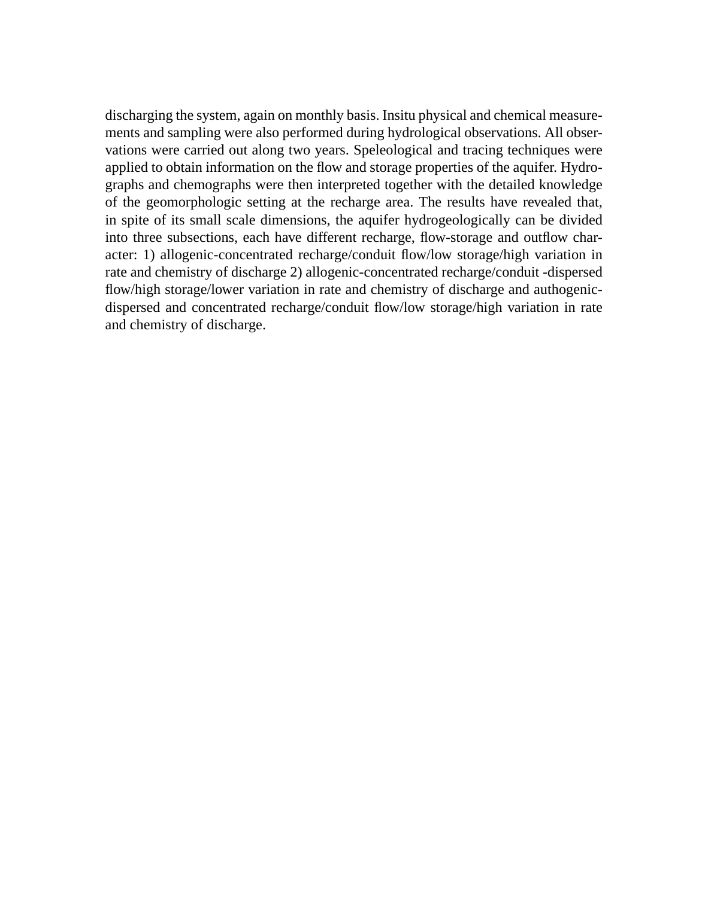discharging the system, again on monthly basis. Insitu physical and chemical measurements and sampling were also performed during hydrological observations. All observations were carried out along two years. Speleological and tracing techniques were applied to obtain information on the flow and storage properties of the aquifer. Hydrographs and chemographs were then interpreted together with the detailed knowledge of the geomorphologic setting at the recharge area. The results have revealed that, in spite of its small scale dimensions, the aquifer hydrogeologically can be divided into three subsections, each have different recharge, flow-storage and outflow character: 1) allogenic-concentrated recharge/conduit flow/low storage/high variation in rate and chemistry of discharge 2) allogenic-concentrated recharge/conduit -dispersed flow/high storage/lower variation in rate and chemistry of discharge and authogenic-dispersed and concentrated recharge/conduit flow/low storage/high variation in rate and chemistry of discharge.